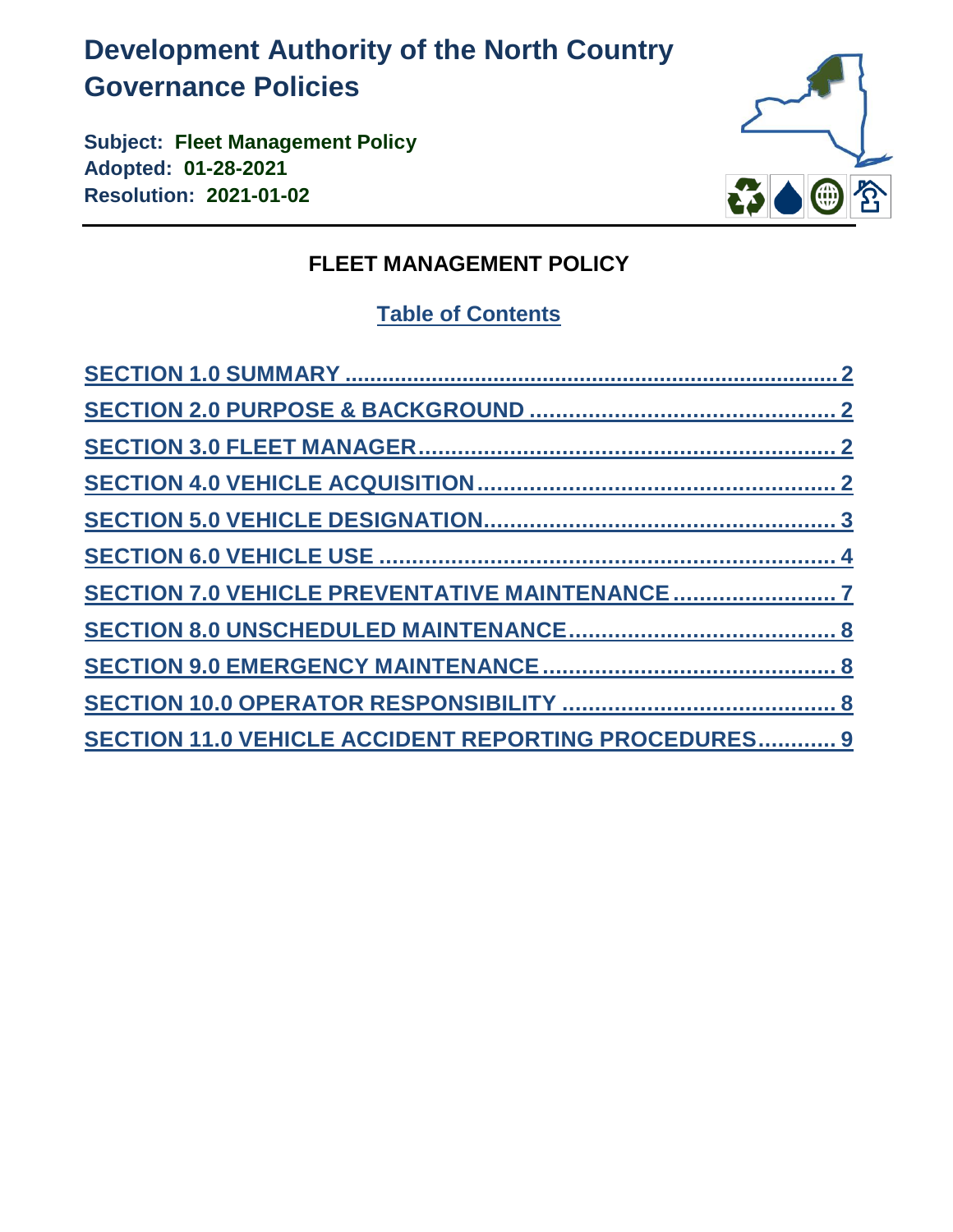# Development Authority of the North Country Governance Policies

**Subject: Fleet Management Policy**
**Adopted: 01-28-2021**
**Resolution: 2021-01-02**

## FLEET MANAGEMENT POLICY

### Table of Contents

SECTION 1.0 SUMMARY ........................................................................ 2
SECTION 2.0 PURPOSE & BACKGROUND ............................................. 2
SECTION 3.0 FLEET MANAGER............................................................. 2
SECTION 4.0 VEHICLE ACQUISITION.................................................... 2
SECTION 5.0 VEHICLE DESIGNATION................................................... 3
SECTION 6.0 VEHICLE USE .................................................................. 4
SECTION 7.0 VEHICLE PREVENTATIVE MAINTENANCE ........................ 7
SECTION 8.0 UNSCHEDULED MAINTENANCE........................................ 8
SECTION 9.0 EMERGENCY MAINTENANCE ........................................... 8
SECTION 10.0 OPERATOR RESPONSIBILITY ........................................ 8
SECTION 11.0 VEHICLE ACCIDENT REPORTING PROCEDURES............ 9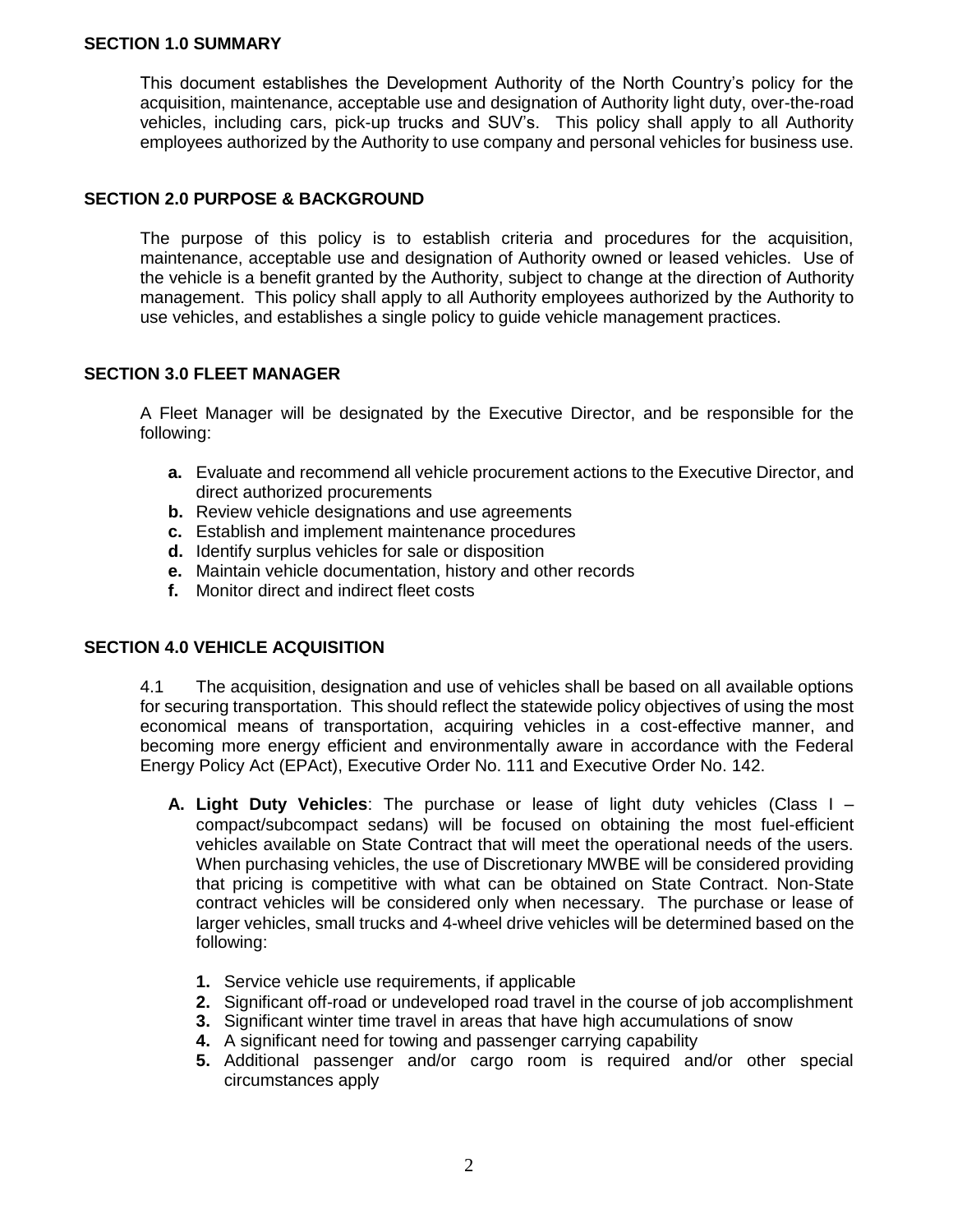## SECTION 1.0 SUMMARY

This document establishes the Development Authority of the North Country's policy for the acquisition, maintenance, acceptable use and designation of Authority light duty, over-the-road vehicles, including cars, pick-up trucks and SUV's. This policy shall apply to all Authority employees authorized by the Authority to use company and personal vehicles for business use.

## SECTION 2.0 PURPOSE & BACKGROUND

The purpose of this policy is to establish criteria and procedures for the acquisition, maintenance, acceptable use and designation of Authority owned or leased vehicles. Use of the vehicle is a benefit granted by the Authority, subject to change at the direction of Authority management. This policy shall apply to all Authority employees authorized by the Authority to use vehicles, and establishes a single policy to guide vehicle management practices.

## SECTION 3.0 FLEET MANAGER

A Fleet Manager will be designated by the Executive Director, and be responsible for the following:

- **a.** Evaluate and recommend all vehicle procurement actions to the Executive Director, and direct authorized procurements
- **b.** Review vehicle designations and use agreements
- **c.** Establish and implement maintenance procedures
- **d.** Identify surplus vehicles for sale or disposition
- **e.** Maintain vehicle documentation, history and other records
- **f.** Monitor direct and indirect fleet costs

## SECTION 4.0 VEHICLE ACQUISITION

4.1 The acquisition, designation and use of vehicles shall be based on all available options for securing transportation. This should reflect the statewide policy objectives of using the most economical means of transportation, acquiring vehicles in a cost-effective manner, and becoming more energy efficient and environmentally aware in accordance with the Federal Energy Policy Act (EPAct), Executive Order No. 111 and Executive Order No. 142.

**A. Light Duty Vehicles**: The purchase or lease of light duty vehicles (Class I – compact/subcompact sedans) will be focused on obtaining the most fuel-efficient vehicles available on State Contract that will meet the operational needs of the users. When purchasing vehicles, the use of Discretionary MWBE will be considered providing that pricing is competitive with what can be obtained on State Contract. Non-State contract vehicles will be considered only when necessary. The purchase or lease of larger vehicles, small trucks and 4-wheel drive vehicles will be determined based on the following:

1. Service vehicle use requirements, if applicable
2. Significant off-road or undeveloped road travel in the course of job accomplishment
3. Significant winter time travel in areas that have high accumulations of snow
4. A significant need for towing and passenger carrying capability
5. Additional passenger and/or cargo room is required and/or other special circumstances apply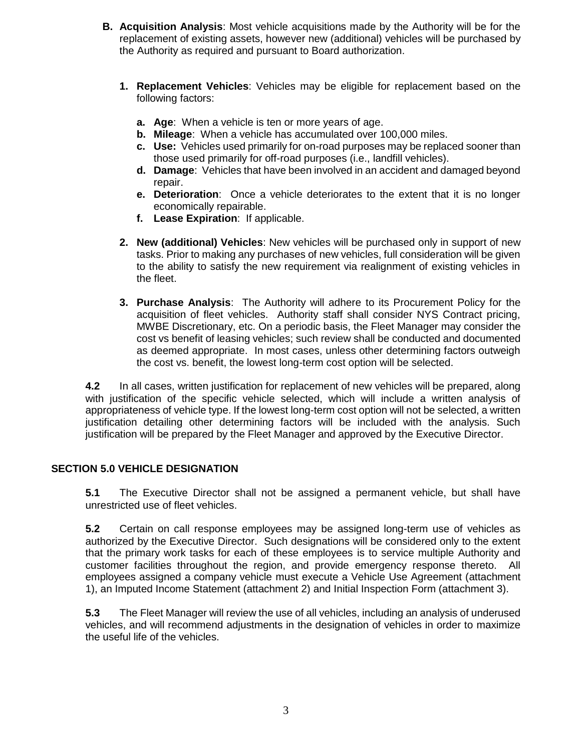**B. Acquisition Analysis**: Most vehicle acquisitions made by the Authority will be for the replacement of existing assets, however new (additional) vehicles will be purchased by the Authority as required and pursuant to Board authorization.

1. **Replacement Vehicles**: Vehicles may be eligible for replacement based on the following factors:

    a. **Age**: When a vehicle is ten or more years of age.
    b. **Mileage**: When a vehicle has accumulated over 100,000 miles.
    c. **Use:** Vehicles used primarily for on-road purposes may be replaced sooner than those used primarily for off-road purposes (i.e., landfill vehicles).
    d. **Damage**: Vehicles that have been involved in an accident and damaged beyond repair.
    e. **Deterioration**: Once a vehicle deteriorates to the extent that it is no longer economically repairable.
    f. **Lease Expiration**: If applicable.

2. **New (additional) Vehicles**: New vehicles will be purchased only in support of new tasks. Prior to making any purchases of new vehicles, full consideration will be given to the ability to satisfy the new requirement via realignment of existing vehicles in the fleet.

3. **Purchase Analysis**: The Authority will adhere to its Procurement Policy for the acquisition of fleet vehicles. Authority staff shall consider NYS Contract pricing, MWBE Discretionary, etc. On a periodic basis, the Fleet Manager may consider the cost vs benefit of leasing vehicles; such review shall be conducted and documented as deemed appropriate. In most cases, unless other determining factors outweigh the cost vs. benefit, the lowest long-term cost option will be selected.

**4.2** In all cases, written justification for replacement of new vehicles will be prepared, along with justification of the specific vehicle selected, which will include a written analysis of appropriateness of vehicle type. If the lowest long-term cost option will not be selected, a written justification detailing other determining factors will be included with the analysis. Such justification will be prepared by the Fleet Manager and approved by the Executive Director.

## SECTION 5.0 VEHICLE DESIGNATION

**5.1** The Executive Director shall not be assigned a permanent vehicle, but shall have unrestricted use of fleet vehicles.

**5.2** Certain on call response employees may be assigned long-term use of vehicles as authorized by the Executive Director. Such designations will be considered only to the extent that the primary work tasks for each of these employees is to service multiple Authority and customer facilities throughout the region, and provide emergency response thereto. All employees assigned a company vehicle must execute a Vehicle Use Agreement (attachment 1), an Imputed Income Statement (attachment 2) and Initial Inspection Form (attachment 3).

**5.3** The Fleet Manager will review the use of all vehicles, including an analysis of underused vehicles, and will recommend adjustments in the designation of vehicles in order to maximize the useful life of the vehicles.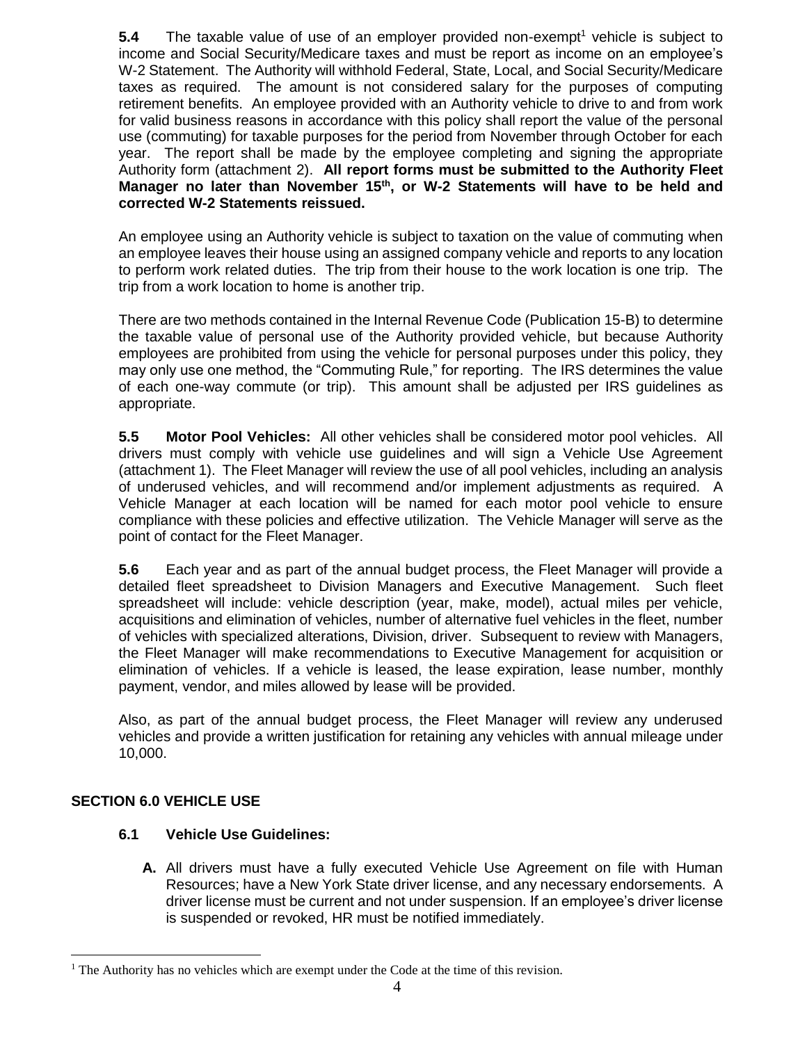**5.4** The taxable value of use of an employer provided non-exempt[1] vehicle is subject to income and Social Security/Medicare taxes and must be report as income on an employee's W-2 Statement. The Authority will withhold Federal, State, Local, and Social Security/Medicare taxes as required. The amount is not considered salary for the purposes of computing retirement benefits. An employee provided with an Authority vehicle to drive to and from work for valid business reasons in accordance with this policy shall report the value of the personal use (commuting) for taxable purposes for the period from November through October for each year. The report shall be made by the employee completing and signing the appropriate Authority form (attachment 2). **All report forms must be submitted to the Authority Fleet Manager no later than November 15th, or W-2 Statements will have to be held and corrected W-2 Statements reissued.**

An employee using an Authority vehicle is subject to taxation on the value of commuting when an employee leaves their house using an assigned company vehicle and reports to any location to perform work related duties. The trip from their house to the work location is one trip. The trip from a work location to home is another trip.

There are two methods contained in the Internal Revenue Code (Publication 15-B) to determine the taxable value of personal use of the Authority provided vehicle, but because Authority employees are prohibited from using the vehicle for personal purposes under this policy, they may only use one method, the "Commuting Rule," for reporting. The IRS determines the value of each one-way commute (or trip). This amount shall be adjusted per IRS guidelines as appropriate.

**5.5 Motor Pool Vehicles:** All other vehicles shall be considered motor pool vehicles. All drivers must comply with vehicle use guidelines and will sign a Vehicle Use Agreement (attachment 1). The Fleet Manager will review the use of all pool vehicles, including an analysis of underused vehicles, and will recommend and/or implement adjustments as required. A Vehicle Manager at each location will be named for each motor pool vehicle to ensure compliance with these policies and effective utilization. The Vehicle Manager will serve as the point of contact for the Fleet Manager.

**5.6** Each year and as part of the annual budget process, the Fleet Manager will provide a detailed fleet spreadsheet to Division Managers and Executive Management. Such fleet spreadsheet will include: vehicle description (year, make, model), actual miles per vehicle, acquisitions and elimination of vehicles, number of alternative fuel vehicles in the fleet, number of vehicles with specialized alterations, Division, driver. Subsequent to review with Managers, the Fleet Manager will make recommendations to Executive Management for acquisition or elimination of vehicles. If a vehicle is leased, the lease expiration, lease number, monthly payment, vendor, and miles allowed by lease will be provided.

Also, as part of the annual budget process, the Fleet Manager will review any underused vehicles and provide a written justification for retaining any vehicles with annual mileage under 10,000.

## SECTION 6.0 VEHICLE USE

### 6.1 Vehicle Use Guidelines:

**A.** All drivers must have a fully executed Vehicle Use Agreement on file with Human Resources; have a New York State driver license, and any necessary endorsements. A driver license must be current and not under suspension. If an employee's driver license is suspended or revoked, HR must be notified immediately.

---

[1] The Authority has no vehicles which are exempt under the Code at the time of this revision.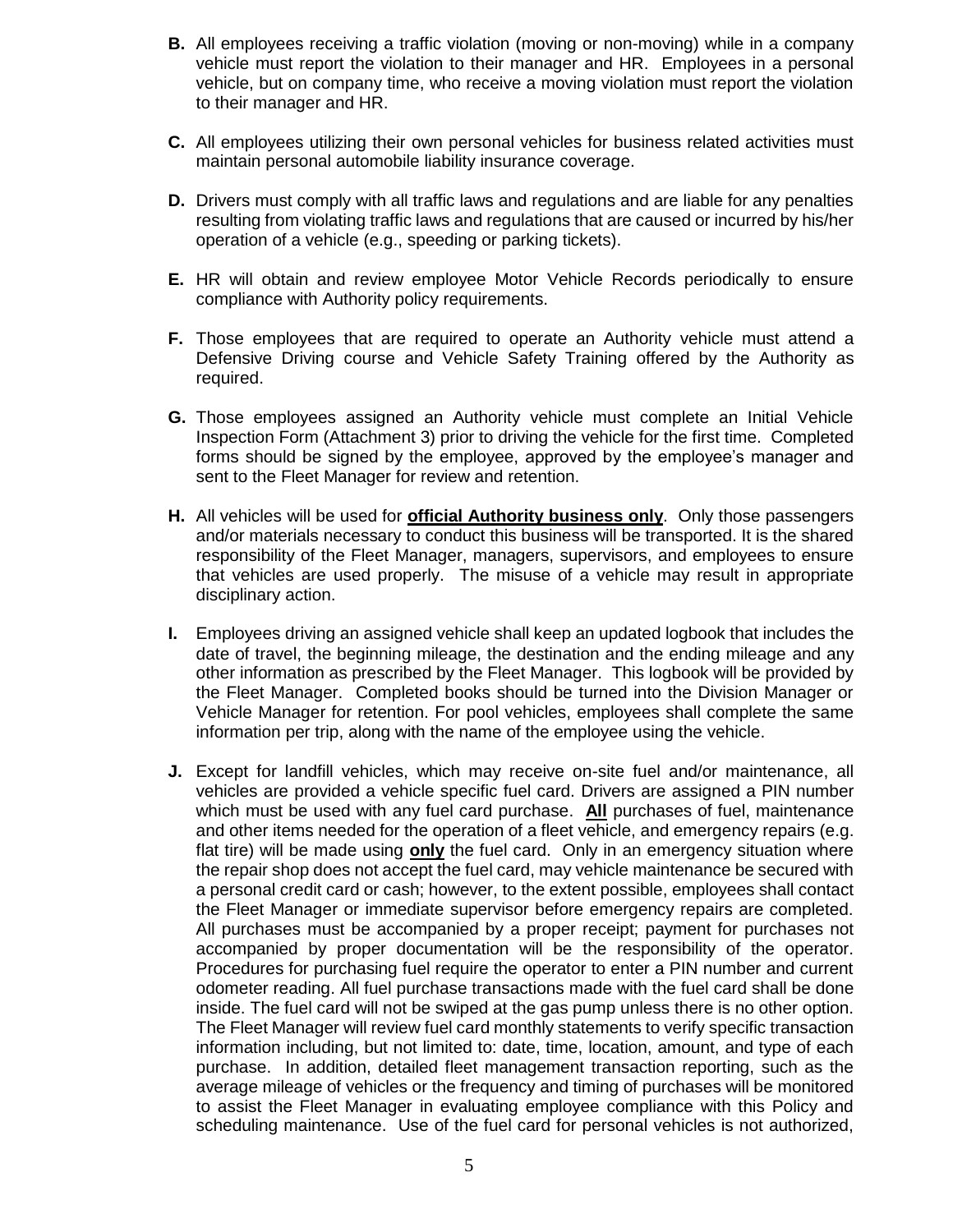**B.** All employees receiving a traffic violation (moving or non-moving) while in a company vehicle must report the violation to their manager and HR. Employees in a personal vehicle, but on company time, who receive a moving violation must report the violation to their manager and HR.

**C.** All employees utilizing their own personal vehicles for business related activities must maintain personal automobile liability insurance coverage.

**D.** Drivers must comply with all traffic laws and regulations and are liable for any penalties resulting from violating traffic laws and regulations that are caused or incurred by his/her operation of a vehicle (e.g., speeding or parking tickets).

**E.** HR will obtain and review employee Motor Vehicle Records periodically to ensure compliance with Authority policy requirements.

**F.** Those employees that are required to operate an Authority vehicle must attend a Defensive Driving course and Vehicle Safety Training offered by the Authority as required.

**G.** Those employees assigned an Authority vehicle must complete an Initial Vehicle Inspection Form (Attachment 3) prior to driving the vehicle for the first time. Completed forms should be signed by the employee, approved by the employee's manager and sent to the Fleet Manager for review and retention.

**H.** All vehicles will be used for **official Authority business only**. Only those passengers and/or materials necessary to conduct this business will be transported. It is the shared responsibility of the Fleet Manager, managers, supervisors, and employees to ensure that vehicles are used properly. The misuse of a vehicle may result in appropriate disciplinary action.

**I.** Employees driving an assigned vehicle shall keep an updated logbook that includes the date of travel, the beginning mileage, the destination and the ending mileage and any other information as prescribed by the Fleet Manager. This logbook will be provided by the Fleet Manager. Completed books should be turned into the Division Manager or Vehicle Manager for retention. For pool vehicles, employees shall complete the same information per trip, along with the name of the employee using the vehicle.

**J.** Except for landfill vehicles, which may receive on-site fuel and/or maintenance, all vehicles are provided a vehicle specific fuel card. Drivers are assigned a PIN number which must be used with any fuel card purchase. **All** purchases of fuel, maintenance and other items needed for the operation of a fleet vehicle, and emergency repairs (e.g. flat tire) will be made using **only** the fuel card. Only in an emergency situation where the repair shop does not accept the fuel card, may vehicle maintenance be secured with a personal credit card or cash; however, to the extent possible, employees shall contact the Fleet Manager or immediate supervisor before emergency repairs are completed. All purchases must be accompanied by a proper receipt; payment for purchases not accompanied by proper documentation will be the responsibility of the operator. Procedures for purchasing fuel require the operator to enter a PIN number and current odometer reading. All fuel purchase transactions made with the fuel card shall be done inside. The fuel card will not be swiped at the gas pump unless there is no other option. The Fleet Manager will review fuel card monthly statements to verify specific transaction information including, but not limited to: date, time, location, amount, and type of each purchase. In addition, detailed fleet management transaction reporting, such as the average mileage of vehicles or the frequency and timing of purchases will be monitored to assist the Fleet Manager in evaluating employee compliance with this Policy and scheduling maintenance. Use of the fuel card for personal vehicles is not authorized,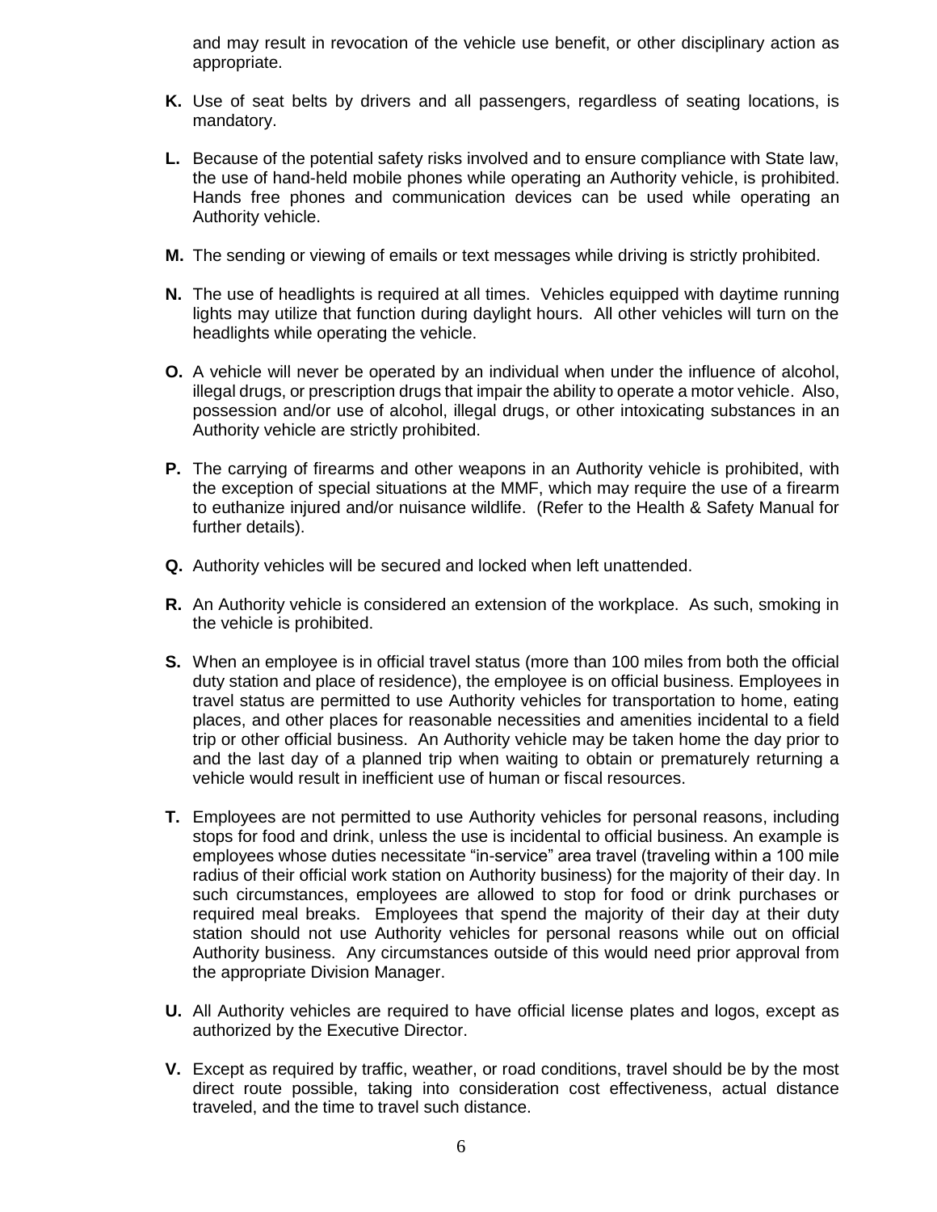and may result in revocation of the vehicle use benefit, or other disciplinary action as appropriate.

**K.** Use of seat belts by drivers and all passengers, regardless of seating locations, is mandatory.

**L.** Because of the potential safety risks involved and to ensure compliance with State law, the use of hand-held mobile phones while operating an Authority vehicle, is prohibited. Hands free phones and communication devices can be used while operating an Authority vehicle.

**M.** The sending or viewing of emails or text messages while driving is strictly prohibited.

**N.** The use of headlights is required at all times. Vehicles equipped with daytime running lights may utilize that function during daylight hours. All other vehicles will turn on the headlights while operating the vehicle.

**O.** A vehicle will never be operated by an individual when under the influence of alcohol, illegal drugs, or prescription drugs that impair the ability to operate a motor vehicle. Also, possession and/or use of alcohol, illegal drugs, or other intoxicating substances in an Authority vehicle are strictly prohibited.

**P.** The carrying of firearms and other weapons in an Authority vehicle is prohibited, with the exception of special situations at the MMF, which may require the use of a firearm to euthanize injured and/or nuisance wildlife. (Refer to the Health & Safety Manual for further details).

**Q.** Authority vehicles will be secured and locked when left unattended.

**R.** An Authority vehicle is considered an extension of the workplace. As such, smoking in the vehicle is prohibited.

**S.** When an employee is in official travel status (more than 100 miles from both the official duty station and place of residence), the employee is on official business. Employees in travel status are permitted to use Authority vehicles for transportation to home, eating places, and other places for reasonable necessities and amenities incidental to a field trip or other official business. An Authority vehicle may be taken home the day prior to and the last day of a planned trip when waiting to obtain or prematurely returning a vehicle would result in inefficient use of human or fiscal resources.

**T.** Employees are not permitted to use Authority vehicles for personal reasons, including stops for food and drink, unless the use is incidental to official business. An example is employees whose duties necessitate "in-service" area travel (traveling within a 100 mile radius of their official work station on Authority business) for the majority of their day. In such circumstances, employees are allowed to stop for food or drink purchases or required meal breaks. Employees that spend the majority of their day at their duty station should not use Authority vehicles for personal reasons while out on official Authority business. Any circumstances outside of this would need prior approval from the appropriate Division Manager.

**U.** All Authority vehicles are required to have official license plates and logos, except as authorized by the Executive Director.

**V.** Except as required by traffic, weather, or road conditions, travel should be by the most direct route possible, taking into consideration cost effectiveness, actual distance traveled, and the time to travel such distance.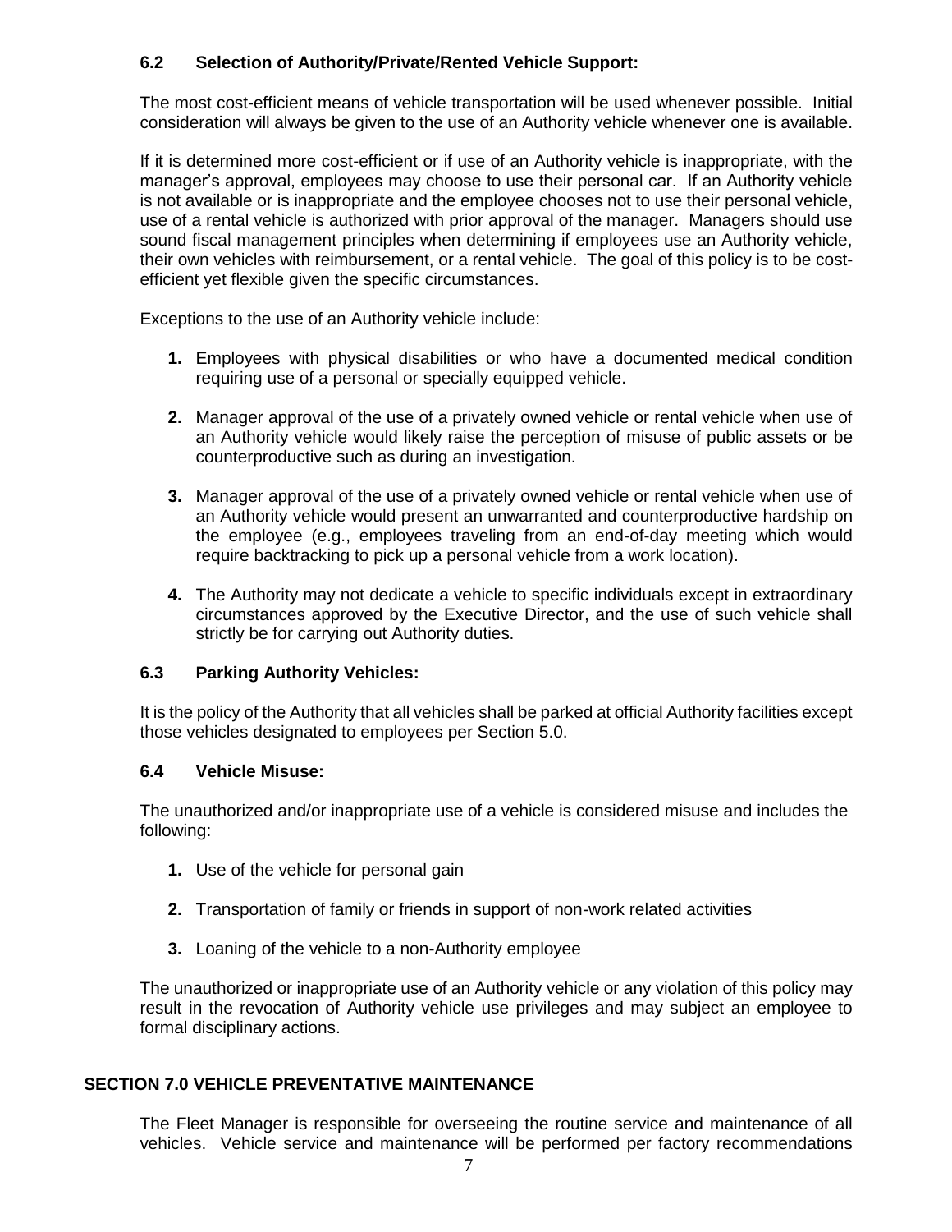### 6.2 Selection of Authority/Private/Rented Vehicle Support:

The most cost-efficient means of vehicle transportation will be used whenever possible. Initial consideration will always be given to the use of an Authority vehicle whenever one is available.

If it is determined more cost-efficient or if use of an Authority vehicle is inappropriate, with the manager's approval, employees may choose to use their personal car. If an Authority vehicle is not available or is inappropriate and the employee chooses not to use their personal vehicle, use of a rental vehicle is authorized with prior approval of the manager. Managers should use sound fiscal management principles when determining if employees use an Authority vehicle, their own vehicles with reimbursement, or a rental vehicle. The goal of this policy is to be cost-efficient yet flexible given the specific circumstances.

Exceptions to the use of an Authority vehicle include:

1. Employees with physical disabilities or who have a documented medical condition requiring use of a personal or specially equipped vehicle.

2. Manager approval of the use of a privately owned vehicle or rental vehicle when use of an Authority vehicle would likely raise the perception of misuse of public assets or be counterproductive such as during an investigation.

3. Manager approval of the use of a privately owned vehicle or rental vehicle when use of an Authority vehicle would present an unwarranted and counterproductive hardship on the employee (e.g., employees traveling from an end-of-day meeting which would require backtracking to pick up a personal vehicle from a work location).

4. The Authority may not dedicate a vehicle to specific individuals except in extraordinary circumstances approved by the Executive Director, and the use of such vehicle shall strictly be for carrying out Authority duties.

### 6.3 Parking Authority Vehicles:

It is the policy of the Authority that all vehicles shall be parked at official Authority facilities except those vehicles designated to employees per Section 5.0.

### 6.4 Vehicle Misuse:

The unauthorized and/or inappropriate use of a vehicle is considered misuse and includes the following:

1. Use of the vehicle for personal gain

2. Transportation of family or friends in support of non-work related activities

3. Loaning of the vehicle to a non-Authority employee

The unauthorized or inappropriate use of an Authority vehicle or any violation of this policy may result in the revocation of Authority vehicle use privileges and may subject an employee to formal disciplinary actions.

## SECTION 7.0 VEHICLE PREVENTATIVE MAINTENANCE

The Fleet Manager is responsible for overseeing the routine service and maintenance of all vehicles. Vehicle service and maintenance will be performed per factory recommendations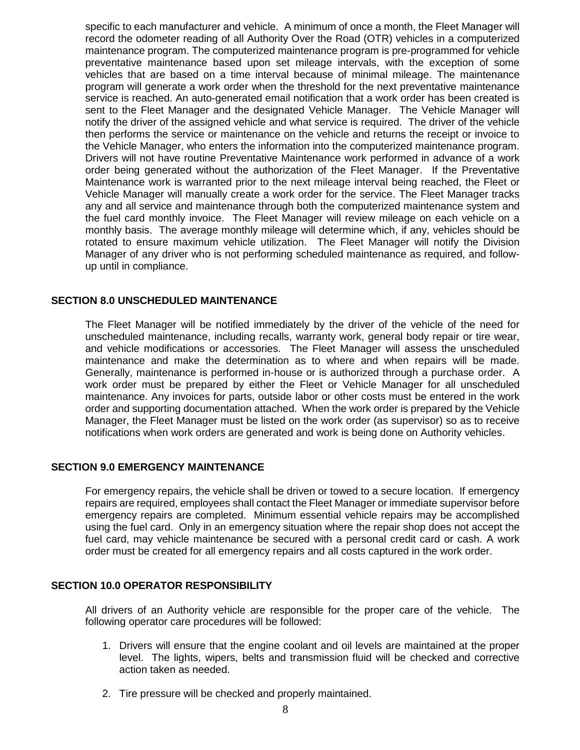specific to each manufacturer and vehicle. A minimum of once a month, the Fleet Manager will record the odometer reading of all Authority Over the Road (OTR) vehicles in a computerized maintenance program. The computerized maintenance program is pre-programmed for vehicle preventative maintenance based upon set mileage intervals, with the exception of some vehicles that are based on a time interval because of minimal mileage. The maintenance program will generate a work order when the threshold for the next preventative maintenance service is reached. An auto-generated email notification that a work order has been created is sent to the Fleet Manager and the designated Vehicle Manager. The Vehicle Manager will notify the driver of the assigned vehicle and what service is required. The driver of the vehicle then performs the service or maintenance on the vehicle and returns the receipt or invoice to the Vehicle Manager, who enters the information into the computerized maintenance program. Drivers will not have routine Preventative Maintenance work performed in advance of a work order being generated without the authorization of the Fleet Manager. If the Preventative Maintenance work is warranted prior to the next mileage interval being reached, the Fleet or Vehicle Manager will manually create a work order for the service. The Fleet Manager tracks any and all service and maintenance through both the computerized maintenance system and the fuel card monthly invoice. The Fleet Manager will review mileage on each vehicle on a monthly basis. The average monthly mileage will determine which, if any, vehicles should be rotated to ensure maximum vehicle utilization. The Fleet Manager will notify the Division Manager of any driver who is not performing scheduled maintenance as required, and follow-up until in compliance.

## SECTION 8.0 UNSCHEDULED MAINTENANCE

The Fleet Manager will be notified immediately by the driver of the vehicle of the need for unscheduled maintenance, including recalls, warranty work, general body repair or tire wear, and vehicle modifications or accessories. The Fleet Manager will assess the unscheduled maintenance and make the determination as to where and when repairs will be made. Generally, maintenance is performed in-house or is authorized through a purchase order. A work order must be prepared by either the Fleet or Vehicle Manager for all unscheduled maintenance. Any invoices for parts, outside labor or other costs must be entered in the work order and supporting documentation attached. When the work order is prepared by the Vehicle Manager, the Fleet Manager must be listed on the work order (as supervisor) so as to receive notifications when work orders are generated and work is being done on Authority vehicles.

## SECTION 9.0 EMERGENCY MAINTENANCE

For emergency repairs, the vehicle shall be driven or towed to a secure location. If emergency repairs are required, employees shall contact the Fleet Manager or immediate supervisor before emergency repairs are completed. Minimum essential vehicle repairs may be accomplished using the fuel card. Only in an emergency situation where the repair shop does not accept the fuel card, may vehicle maintenance be secured with a personal credit card or cash. A work order must be created for all emergency repairs and all costs captured in the work order.

## SECTION 10.0 OPERATOR RESPONSIBILITY

All drivers of an Authority vehicle are responsible for the proper care of the vehicle. The following operator care procedures will be followed:

1. Drivers will ensure that the engine coolant and oil levels are maintained at the proper level. The lights, wipers, belts and transmission fluid will be checked and corrective action taken as needed.

2. Tire pressure will be checked and properly maintained.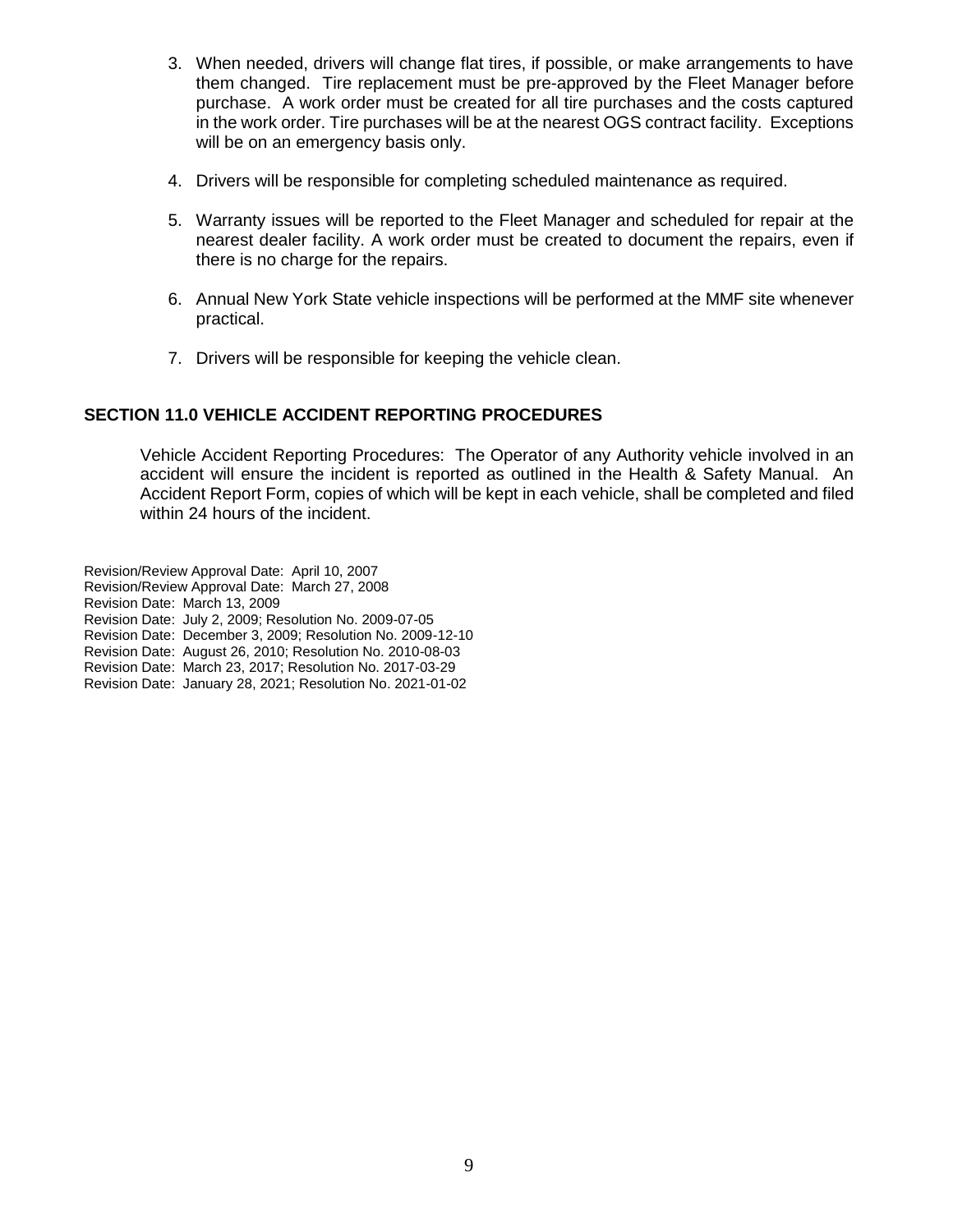3. When needed, drivers will change flat tires, if possible, or make arrangements to have them changed. Tire replacement must be pre-approved by the Fleet Manager before purchase. A work order must be created for all tire purchases and the costs captured in the work order. Tire purchases will be at the nearest OGS contract facility. Exceptions will be on an emergency basis only.

4. Drivers will be responsible for completing scheduled maintenance as required.

5. Warranty issues will be reported to the Fleet Manager and scheduled for repair at the nearest dealer facility. A work order must be created to document the repairs, even if there is no charge for the repairs.

6. Annual New York State vehicle inspections will be performed at the MMF site whenever practical.

7. Drivers will be responsible for keeping the vehicle clean.

## SECTION 11.0 VEHICLE ACCIDENT REPORTING PROCEDURES

Vehicle Accident Reporting Procedures: The Operator of any Authority vehicle involved in an accident will ensure the incident is reported as outlined in the Health & Safety Manual. An Accident Report Form, copies of which will be kept in each vehicle, shall be completed and filed within 24 hours of the incident.

Revision/Review Approval Date: April 10, 2007
Revision/Review Approval Date: March 27, 2008
Revision Date: March 13, 2009
Revision Date: July 2, 2009; Resolution No. 2009-07-05
Revision Date: December 3, 2009; Resolution No. 2009-12-10
Revision Date: August 26, 2010; Resolution No. 2010-08-03
Revision Date: March 23, 2017; Resolution No. 2017-03-29
Revision Date: January 28, 2021; Resolution No. 2021-01-02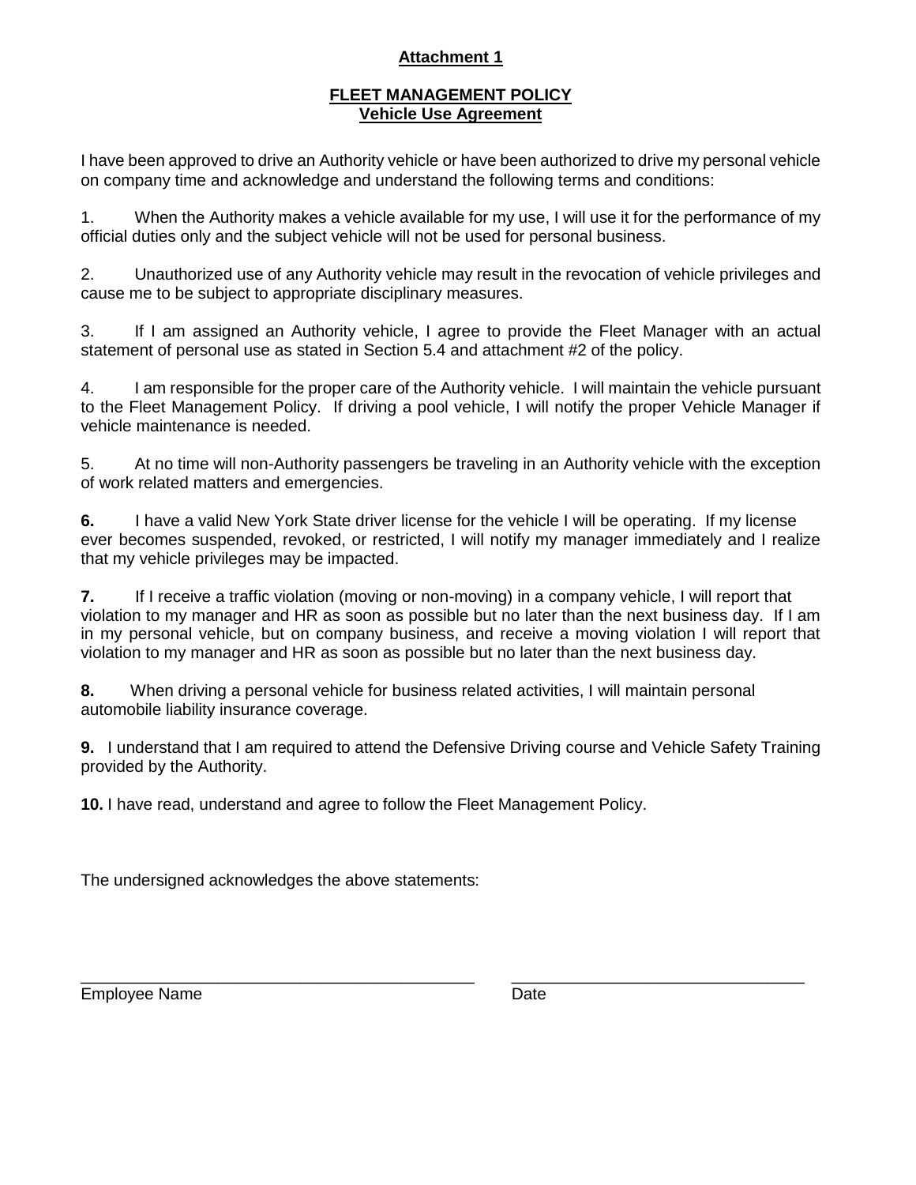**Attachment 1**

**FLEET MANAGEMENT POLICY**
**Vehicle Use Agreement**

I have been approved to drive an Authority vehicle or have been authorized to drive my personal vehicle on company time and acknowledge and understand the following terms and conditions:

1. When the Authority makes a vehicle available for my use, I will use it for the performance of my official duties only and the subject vehicle will not be used for personal business.

2. Unauthorized use of any Authority vehicle may result in the revocation of vehicle privileges and cause me to be subject to appropriate disciplinary measures.

3. If I am assigned an Authority vehicle, I agree to provide the Fleet Manager with an actual statement of personal use as stated in Section 5.4 and attachment #2 of the policy.

4. I am responsible for the proper care of the Authority vehicle. I will maintain the vehicle pursuant to the Fleet Management Policy. If driving a pool vehicle, I will notify the proper Vehicle Manager if vehicle maintenance is needed.

5. At no time will non-Authority passengers be traveling in an Authority vehicle with the exception of work related matters and emergencies.

**6.** I have a valid New York State driver license for the vehicle I will be operating. If my license ever becomes suspended, revoked, or restricted, I will notify my manager immediately and I realize that my vehicle privileges may be impacted.

**7.** If I receive a traffic violation (moving or non-moving) in a company vehicle, I will report that violation to my manager and HR as soon as possible but no later than the next business day. If I am in my personal vehicle, but on company business, and receive a moving violation I will report that violation to my manager and HR as soon as possible but no later than the next business day.

**8.** When driving a personal vehicle for business related activities, I will maintain personal automobile liability insurance coverage.

**9.** I understand that I am required to attend the Defensive Driving course and Vehicle Safety Training provided by the Authority.

**10.** I have read, understand and agree to follow the Fleet Management Policy.

The undersigned acknowledges the above statements:

\_\_\_\_\_\_\_\_\_\_\_\_\_\_\_\_\_\_\_\_\_\_\_\_\_\_\_\_\_\_\_\_\_\_\_\_\_\_\_\_ \_\_\_\_\_\_\_\_\_\_\_\_\_\_\_\_\_\_\_\_\_\_\_\_\_\_\_\_\_\_

Employee Name Date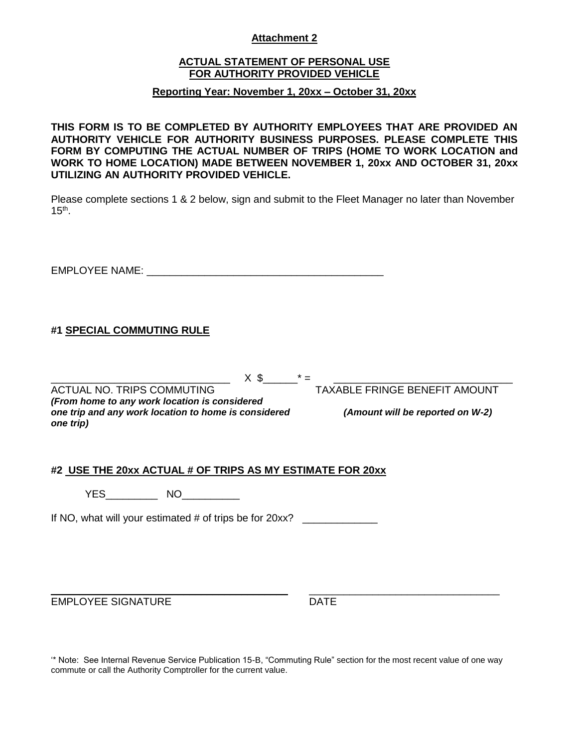**Attachment 2**

**ACTUAL STATEMENT OF PERSONAL USE**
**FOR AUTHORITY PROVIDED VEHICLE**

**Reporting Year: November 1, 20xx – October 31, 20xx**

**THIS FORM IS TO BE COMPLETED BY AUTHORITY EMPLOYEES THAT ARE PROVIDED AN AUTHORITY VEHICLE FOR AUTHORITY BUSINESS PURPOSES. PLEASE COMPLETE THIS FORM BY COMPUTING THE ACTUAL NUMBER OF TRIPS (HOME TO WORK LOCATION and WORK TO HOME LOCATION) MADE BETWEEN NOVEMBER 1, 20xx AND OCTOBER 31, 20xx UTILIZING AN AUTHORITY PROVIDED VEHICLE.**

Please complete sections 1 & 2 below, sign and submit to the Fleet Manager no later than November 15th.

EMPLOYEE NAME: ________________________________________

**#1 SPECIAL COMMUTING RULE**

______________________________ X $______* = ______________________________

ACTUAL NO. TRIPS COMMUTING — TAXABLE FRINGE BENEFIT AMOUNT

***(From home to any work location is considered one trip and any work location to home is considered one trip)***

***(Amount will be reported on W-2)***

**#2 USE THE 20xx ACTUAL # OF TRIPS AS MY ESTIMATE FOR 20xx**

YES_________ NO__________

If NO, what will your estimated # of trips be for 20xx? _____________

________________________________________ ________________________________

EMPLOYEE SIGNATURE DATE

'* Note: See Internal Revenue Service Publication 15-B, "Commuting Rule" section for the most recent value of one way commute or call the Authority Comptroller for the current value.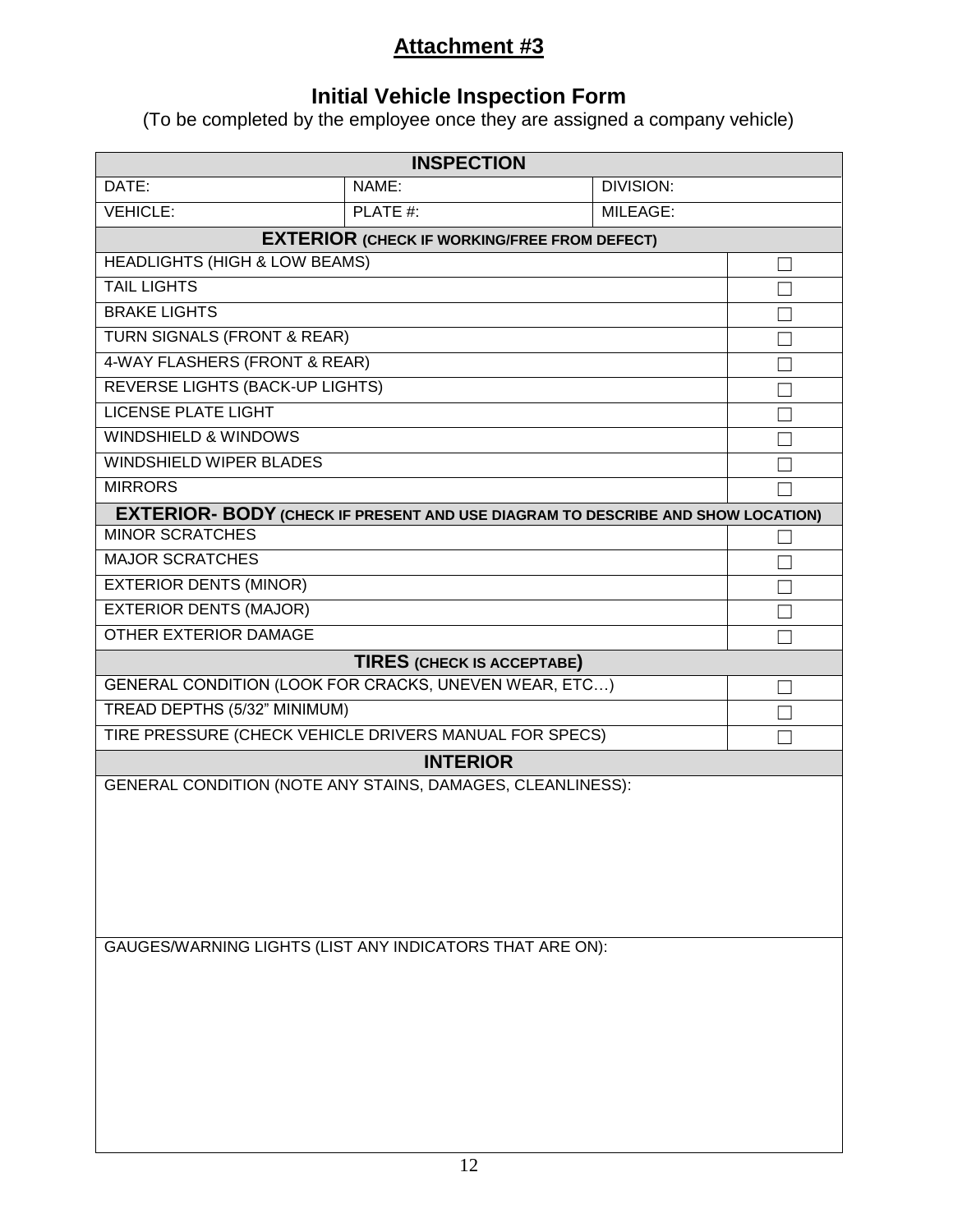## Attachment #3

### Initial Vehicle Inspection Form

(To be completed by the employee once they are assigned a company vehicle)

| **INSPECTION** | | |
|---|---|---|
| DATE: | NAME: | DIVISION: |
| VEHICLE: | PLATE #: | MILEAGE: |

| **EXTERIOR** (CHECK IF WORKING/FREE FROM DEFECT) | |
|---|---|
| HEADLIGHTS (HIGH & LOW BEAMS) | ☐ |
| TAIL LIGHTS | ☐ |
| BRAKE LIGHTS | ☐ |
| TURN SIGNALS (FRONT & REAR) | ☐ |
| 4-WAY FLASHERS (FRONT & REAR) | ☐ |
| REVERSE LIGHTS (BACK-UP LIGHTS) | ☐ |
| LICENSE PLATE LIGHT | ☐ |
| WINDSHIELD & WINDOWS | ☐ |
| WINDSHIELD WIPER BLADES | ☐ |
| MIRRORS | ☐ |
| **EXTERIOR- BODY** (CHECK IF PRESENT AND USE DIAGRAM TO DESCRIBE AND SHOW LOCATION) | |
| MINOR SCRATCHES | ☐ |
| MAJOR SCRATCHES | ☐ |
| EXTERIOR DENTS (MINOR) | ☐ |
| EXTERIOR DENTS (MAJOR) | ☐ |
| OTHER EXTERIOR DAMAGE | ☐ |
| **TIRES** (CHECK IS ACCEPTABE) | |
| GENERAL CONDITION (LOOK FOR CRACKS, UNEVEN WEAR, ETC…) | ☐ |
| TREAD DEPTHS (5/32" MINIMUM) | ☐ |
| TIRE PRESSURE (CHECK VEHICLE DRIVERS MANUAL FOR SPECS) | ☐ |

| **INTERIOR** |
|---|
| GENERAL CONDITION (NOTE ANY STAINS, DAMAGES, CLEANLINESS): |
| GAUGES/WARNING LIGHTS (LIST ANY INDICATORS THAT ARE ON): |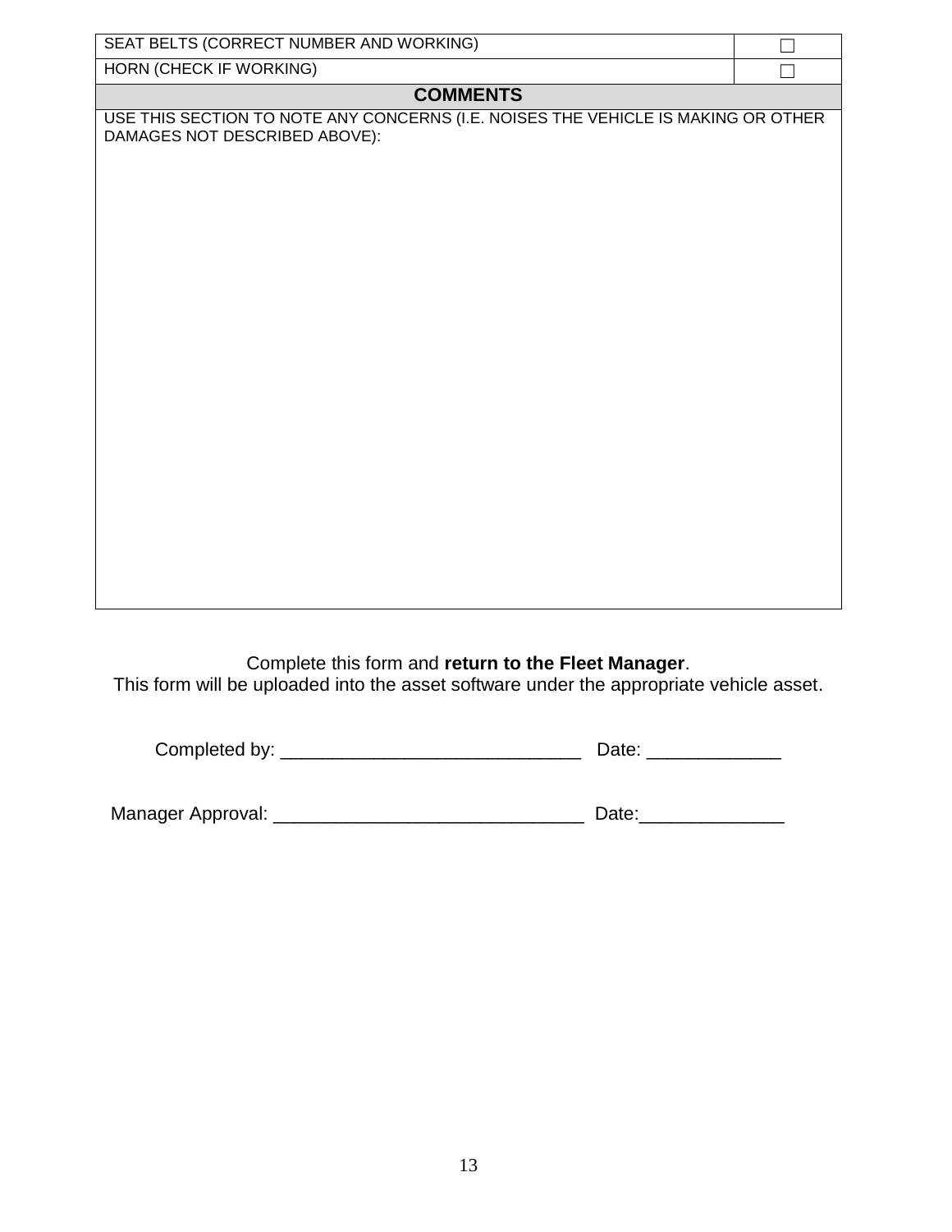| SEAT BELTS (CORRECT NUMBER AND WORKING) | ☐ |
|---|---|
| HORN (CHECK IF WORKING) | ☐ |

| **COMMENTS** |
|---|
| USE THIS SECTION TO NOTE ANY CONCERNS (I.E. NOISES THE VEHICLE IS MAKING OR OTHER DAMAGES NOT DESCRIBED ABOVE): |

Complete this form and **return to the Fleet Manager**.
This form will be uploaded into the asset software under the appropriate vehicle asset.

Completed by: ______________________________ Date: _____________

Manager Approval: ______________________________ Date:______________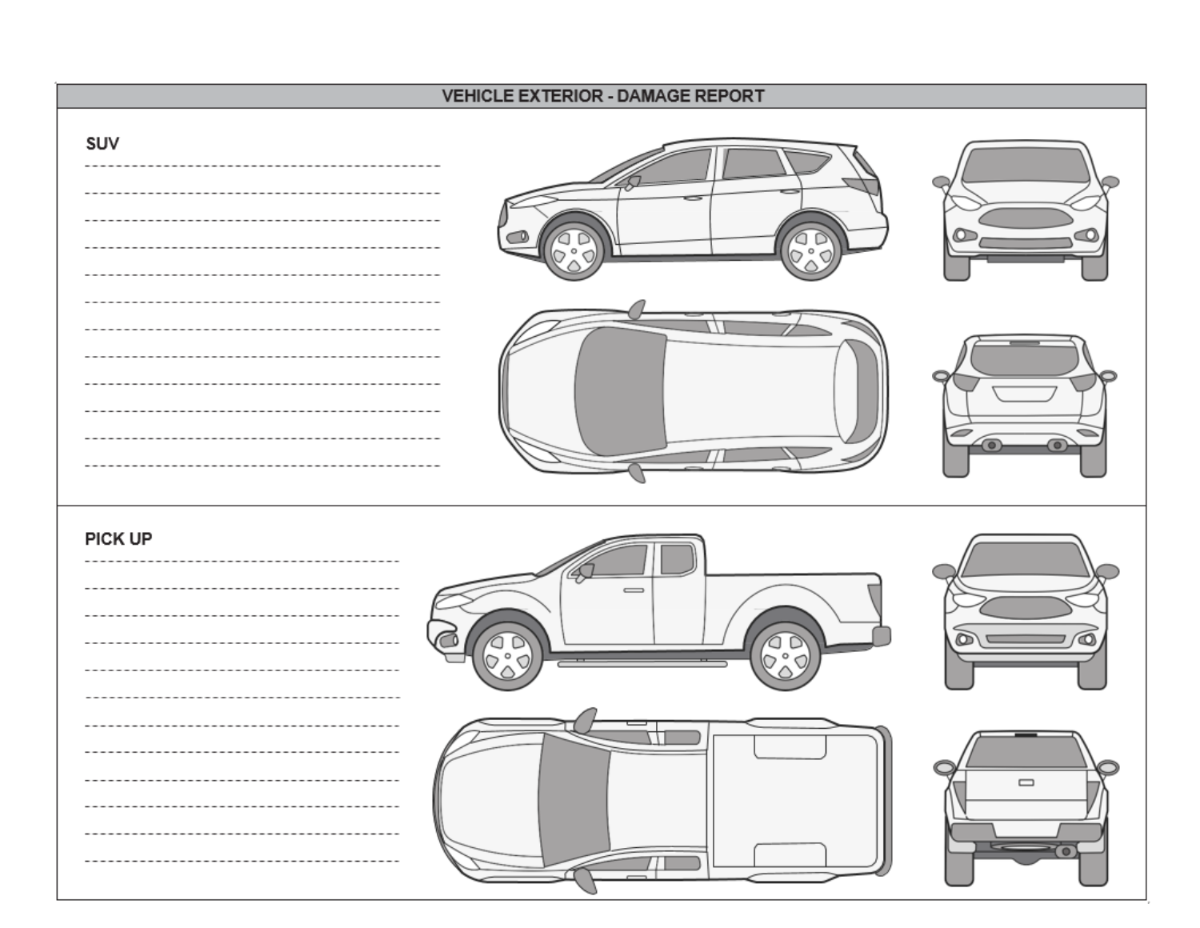## VEHICLE EXTERIOR - DAMAGE REPORT

### SUV

------------------------------------------------

------------------------------------------------

------------------------------------------------

------------------------------------------------

------------------------------------------------

------------------------------------------------

------------------------------------------------

------------------------------------------------

------------------------------------------------

------------------------------------------------

------------------------------------------------

------------------------------------------------

### PICK UP

------------------------------------------------

------------------------------------------------

------------------------------------------------

------------------------------------------------

------------------------------------------------

------------------------------------------------

------------------------------------------------

------------------------------------------------

------------------------------------------------

------------------------------------------------

------------------------------------------------

------------------------------------------------